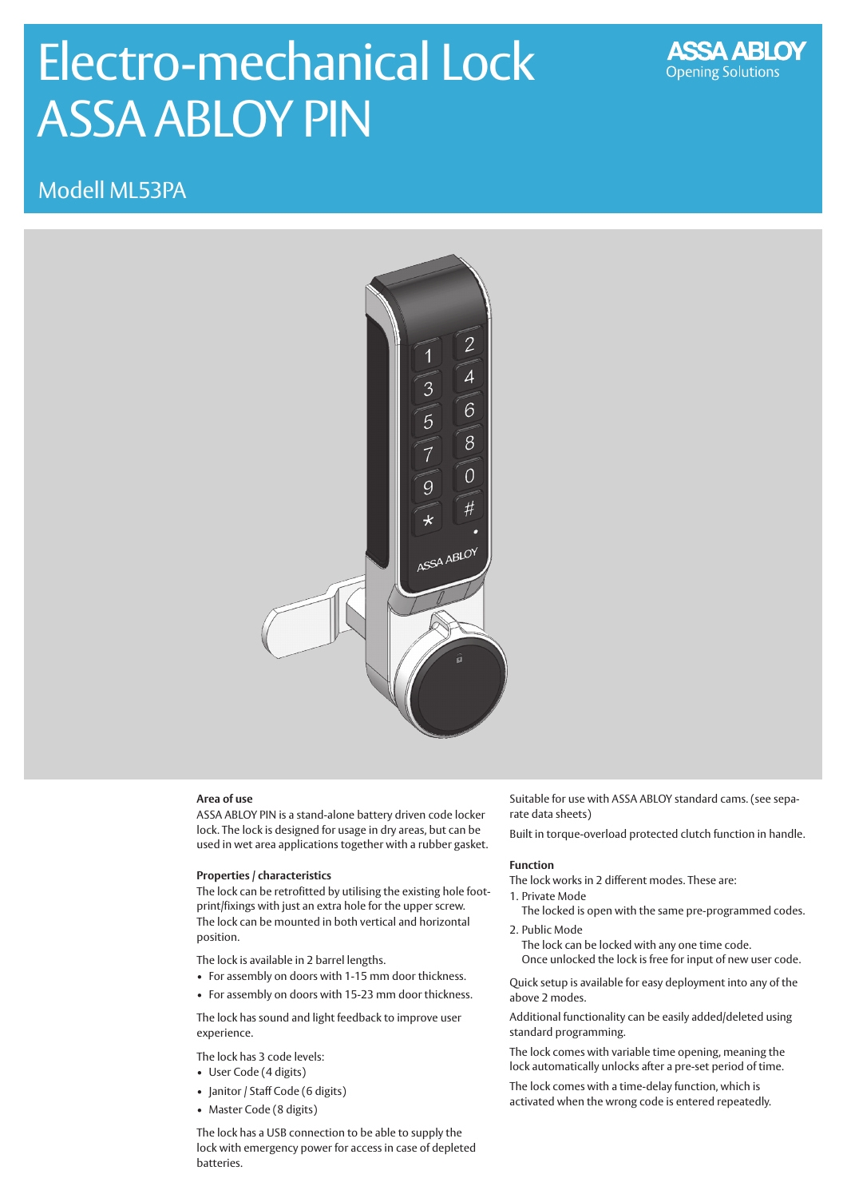# Electro-mechanical Lock ASSA ABLOY PIN

ASSA ABLOY
Opening Solutions

## Modell ML53PA

**Area of use**
ASSA ABLOY PIN is a stand-alone battery driven code locker lock. The lock is designed for usage in dry areas, but can be used in wet area applications together with a rubber gasket.

**Properties / characteristics**
The lock can be retrofitted by utilising the existing hole footprint/fixings with just an extra hole for the upper screw. The lock can be mounted in both vertical and horizontal position.

The lock is available in 2 barrel lengths.
- For assembly on doors with 1-15 mm door thickness.
- For assembly on doors with 15-23 mm door thickness.

The lock has sound and light feedback to improve user experience.

The lock has 3 code levels:
- User Code (4 digits)
- Janitor / Staff Code (6 digits)
- Master Code (8 digits)

The lock has a USB connection to be able to supply the lock with emergency power for access in case of depleted batteries.

Suitable for use with ASSA ABLOY standard cams. (see separate data sheets)

Built in torque-overload protected clutch function in handle.

**Function**
The lock works in 2 different modes. These are:

1. Private Mode
   The locked is open with the same pre-programmed codes.
2. Public Mode
   The lock can be locked with any one time code.
   Once unlocked the lock is free for input of new user code.

Quick setup is available for easy deployment into any of the above 2 modes.

Additional functionality can be easily added/deleted using standard programming.

The lock comes with variable time opening, meaning the lock automatically unlocks after a pre-set period of time.

The lock comes with a time-delay function, which is activated when the wrong code is entered repeatedly.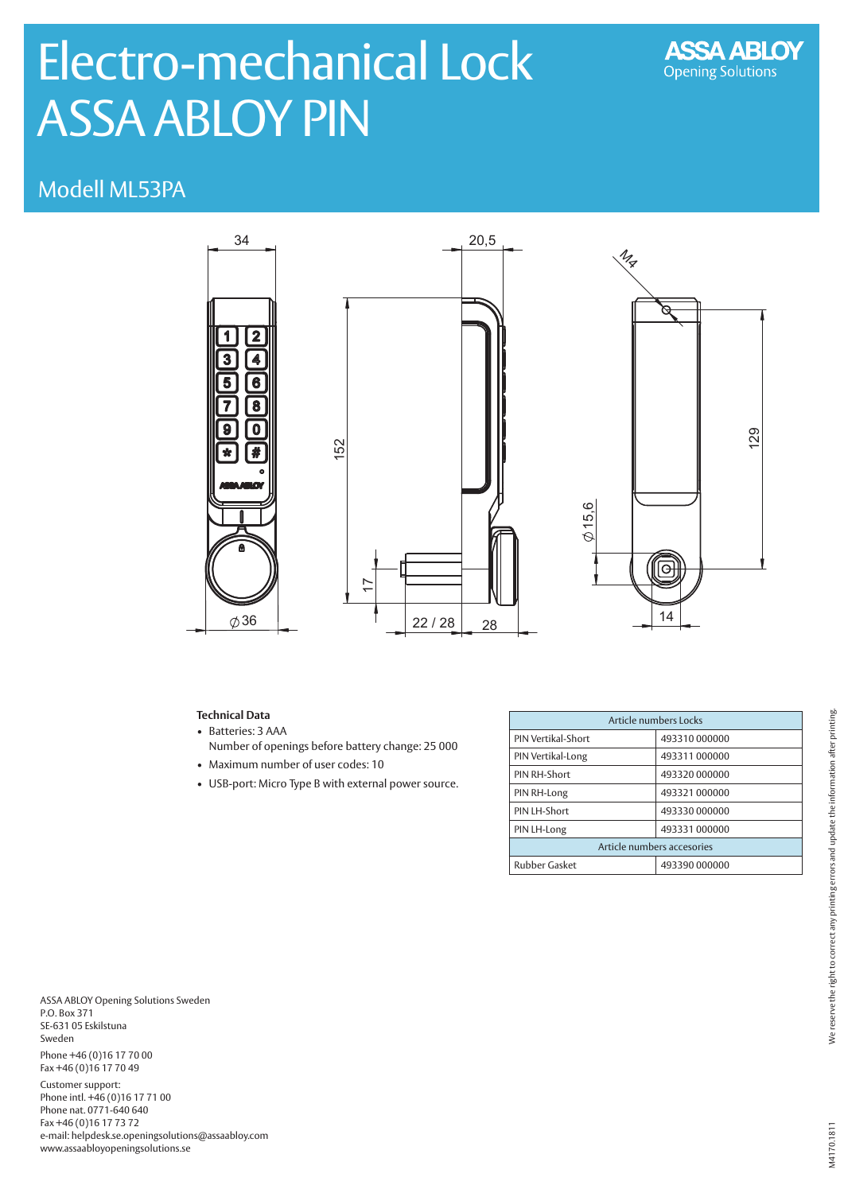# Electro-mechanical Lock ASSA ABLOY PIN

ASSA ABLOY
Opening Solutions

## Modell ML53PA

34
20,5
M4
152
129
⌀ 15,6
17
⌀ 36
22 / 28
28
14

**Technical Data**

- Batteries: 3 AAA
  Number of openings before battery change: 25 000
- Maximum number of user codes: 10
- USB-port: Micro Type B with external power source.

| Article numbers Locks | |
|---|---|
| PIN Vertikal-Short | 493310 000000 |
| PIN Vertikal-Long | 493311 000000 |
| PIN RH-Short | 493320 000000 |
| PIN RH-Long | 493321 000000 |
| PIN LH-Short | 493330 000000 |
| PIN LH-Long | 493331 000000 |
| Article numbers accesories | |
| Rubber Gasket | 493390 000000 |

ASSA ABLOY Opening Solutions Sweden
P.O. Box 371
SE-631 05 Eskilstuna
Sweden

Phone +46 (0)16 17 70 00
Fax +46 (0)16 17 70 49

Customer support:
Phone intl. +46 (0)16 17 71 00
Phone nat. 0771-640 640
Fax +46 (0)16 17 73 72
e-mail: helpdesk.se.openingsolutions@assaabloy.com
www.assaabloyopeningsolutions.se

We reserve the right to correct any printing errors and update the information after printing.

M4170.1811